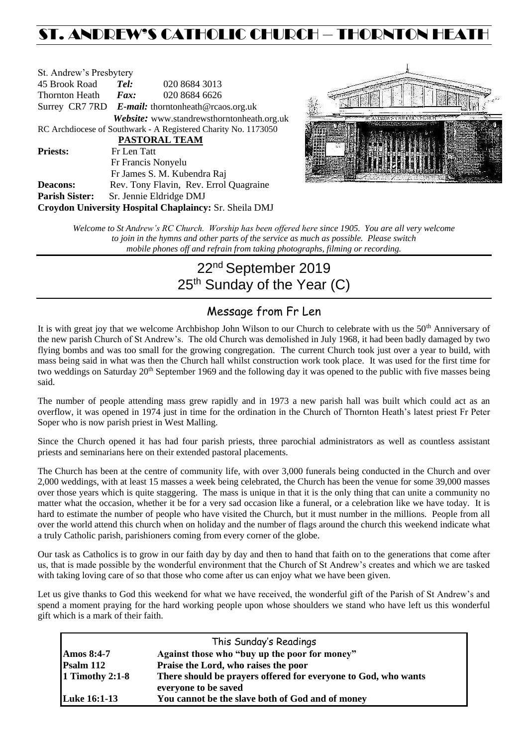# ST. ANDREW'S CATHOLIC CHURCH – THORNTON HEATH

St. Andrew's Presbytery
45 Brook Road *Tel:* 020 8684 3013
Thornton Heath *Fax:* 020 8684 6626
Surrey CR7 7RD *E-mail:* thorntonheath@rcaos.org.uk
*Website:* www.standrewsthorntonheath.org.uk
RC Archdiocese of Southwark - A Registered Charity No. 1173050

**PASTORAL TEAM**

**Priests:** Fr Len Tatt
Fr Francis Nonyelu
Fr James S. M. Kubendra Raj
**Deacons:** Rev. Tony Flavin, Rev. Errol Quagraine
**Parish Sister:** Sr. Jennie Eldridge DMJ
**Croydon University Hospital Chaplaincy:** Sr. Sheila DMJ

*Welcome to St Andrew's RC Church. Worship has been offered here since 1905. You are all very welcome to join in the hymns and other parts of the service as much as possible. Please switch mobile phones off and refrain from taking photographs, filming or recording.*

## 22nd September 2019
## 25th Sunday of the Year (C)

### Message from Fr Len

It is with great joy that we welcome Archbishop John Wilson to our Church to celebrate with us the 50th Anniversary of the new parish Church of St Andrew's. The old Church was demolished in July 1968, it had been badly damaged by two flying bombs and was too small for the growing congregation. The current Church took just over a year to build, with mass being said in what was then the Church hall whilst construction work took place. It was used for the first time for two weddings on Saturday 20th September 1969 and the following day it was opened to the public with five masses being said.

The number of people attending mass grew rapidly and in 1973 a new parish hall was built which could act as an overflow, it was opened in 1974 just in time for the ordination in the Church of Thornton Heath's latest priest Fr Peter Soper who is now parish priest in West Malling.

Since the Church opened it has had four parish priests, three parochial administrators as well as countless assistant priests and seminarians here on their extended pastoral placements.

The Church has been at the centre of community life, with over 3,000 funerals being conducted in the Church and over 2,000 weddings, with at least 15 masses a week being celebrated, the Church has been the venue for some 39,000 masses over those years which is quite staggering. The mass is unique in that it is the only thing that can unite a community no matter what the occasion, whether it be for a very sad occasion like a funeral, or a celebration like we have today. It is hard to estimate the number of people who have visited the Church, but it must number in the millions. People from all over the world attend this church when on holiday and the number of flags around the church this weekend indicate what a truly Catholic parish, parishioners coming from every corner of the globe.

Our task as Catholics is to grow in our faith day by day and then to hand that faith on to the generations that come after us, that is made possible by the wonderful environment that the Church of St Andrew's creates and which we are tasked with taking loving care of so that those who come after us can enjoy what we have been given.

Let us give thanks to God this weekend for what we have received, the wonderful gift of the Parish of St Andrew's and spend a moment praying for the hard working people upon whose shoulders we stand who have left us this wonderful gift which is a mark of their faith.

### This Sunday's Readings

| | |
|---|---|
| **Amos 8:4-7** | **Against those who "buy up the poor for money"** |
| **Psalm 112** | **Praise the Lord, who raises the poor** |
| **1 Timothy 2:1-8** | **There should be prayers offered for everyone to God, who wants everyone to be saved** |
| **Luke 16:1-13** | **You cannot be the slave both of God and of money** |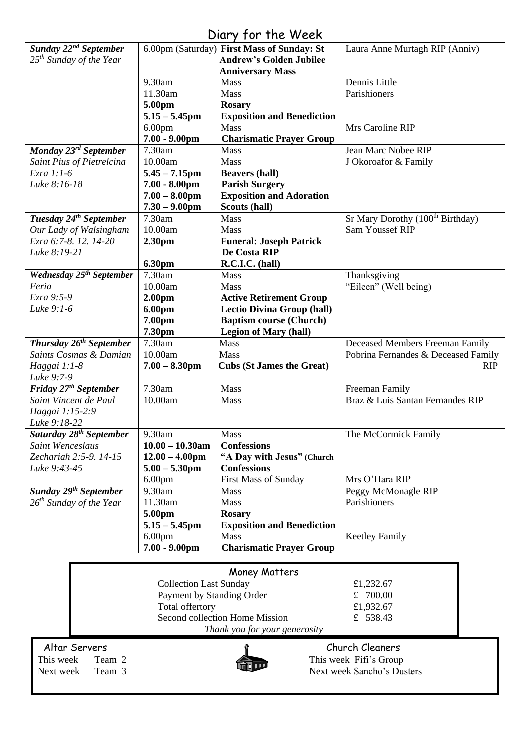# Diary for the Week

| Day | Time | Event | Intention |
| --- | --- | --- | --- |
| ***Sunday 22nd September*** | 6.00pm (Saturday) | **First Mass of Sunday: St Andrew's Golden Jubilee Anniversary Mass** | Laura Anne Murtagh RIP (Anniv) |
| *25th Sunday of the Year* | 9.30am | Mass | Dennis Little |
| | 11.30am | Mass | Parishioners |
| | **5.00pm** | **Rosary** | |
| | **5.15 – 5.45pm** | **Exposition and Benediction** | |
| | 6.00pm | Mass | Mrs Caroline RIP |
| | **7.00 - 9.00pm** | **Charismatic Prayer Group** | |
| ***Monday 23rd September*** | 7.30am | Mass | Jean Marc Nobee RIP |
| *Saint Pius of Pietrelcina* | 10.00am | Mass | J Okoroafor & Family |
| *Ezra 1:1-6* | **5.45 – 7.15pm** | **Beavers (hall)** | |
| *Luke 8:16-18* | **7.00 - 8.00pm** | **Parish Surgery** | |
| | **7.00 – 8.00pm** | **Exposition and Adoration** | |
| | **7.30 – 9.00pm** | **Scouts (hall)** | |
| ***Tuesday 24th September*** | 7.30am | Mass | Sr Mary Dorothy (100th Birthday) |
| *Our Lady of Walsingham* | 10.00am | Mass | Sam Youssef RIP |
| *Ezra 6:7-8. 12. 14-20* | **2.30pm** | **Funeral: Joseph Patrick De Costa RIP** | |
| *Luke 8:19-21* | **6.30pm** | **R.C.I.C. (hall)** | |
| ***Wednesday 25th September*** | 7.30am | Mass | Thanksgiving |
| *Feria* | 10.00am | Mass | "Eileen" (Well being) |
| *Ezra 9:5-9* | **2.00pm** | **Active Retirement Group** | |
| *Luke 9:1-6* | **6.00pm** | **Lectio Divina Group (hall)** | |
| | **7.00pm** | **Baptism course (Church)** | |
| | **7.30pm** | **Legion of Mary (hall)** | |
| ***Thursday 26th September*** | 7.30am | Mass | Deceased Members Freeman Family |
| *Saints Cosmas & Damian* | 10.00am | Mass | Pobrina Fernandes & Deceased Family RIP |
| *Haggai 1:1-8* | **7.00 – 8.30pm** | **Cubs (St James the Great)** | |
| *Luke 9:7-9* | | | |
| ***Friday 27th September*** | 7.30am | Mass | Freeman Family |
| *Saint Vincent de Paul* | 10.00am | Mass | Braz & Luis Santan Fernandes RIP |
| *Haggai 1:15-2:9* | | | |
| *Luke 9:18-22* | | | |
| ***Saturday 28th September*** | 9.30am | Mass | The McCormick Family |
| *Saint Wenceslaus* | **10.00 – 10.30am** | **Confessions** | |
| *Zechariah 2:5-9. 14-15* | **12.00 – 4.00pm** | **"A Day with Jesus"** (Church | |
| *Luke 9:43-45* | **5.00 – 5.30pm** | **Confessions** | |
| | 6.00pm | First Mass of Sunday | Mrs O'Hara RIP |
| ***Sunday 29th September*** | 9.30am | Mass | Peggy McMonagle RIP |
| *26th Sunday of the Year* | 11.30am | Mass | Parishioners |
| | **5.00pm** | **Rosary** | |
| | **5.15 – 5.45pm** | **Exposition and Benediction** | |
| | 6.00pm | Mass | Keetley Family |
| | **7.00 - 9.00pm** | **Charismatic Prayer Group** | |

## Money Matters

| | |
| --- | --- |
| Collection Last Sunday | £1,232.67 |
| Payment by Standing Order | £ 700.00 |
| Total offertory | £1,932.67 |
| Second collection Home Mission | £ 538.43 |

*Thank you for your generosity*

## Altar Servers

This week Team 2

Next week Team 3

## Church Cleaners

This week Fifi's Group

Next week Sancho's Dusters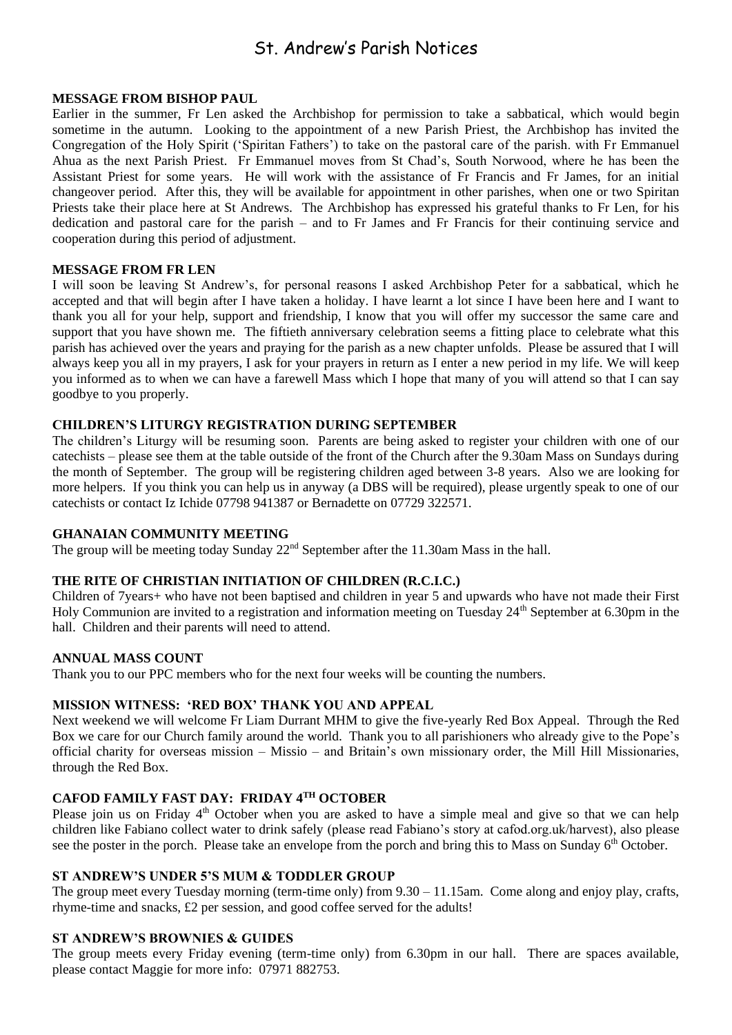# St. Andrew's Parish Notices

## MESSAGE FROM BISHOP PAUL

Earlier in the summer, Fr Len asked the Archbishop for permission to take a sabbatical, which would begin sometime in the autumn. Looking to the appointment of a new Parish Priest, the Archbishop has invited the Congregation of the Holy Spirit ('Spiritan Fathers') to take on the pastoral care of the parish. with Fr Emmanuel Ahua as the next Parish Priest. Fr Emmanuel moves from St Chad's, South Norwood, where he has been the Assistant Priest for some years. He will work with the assistance of Fr Francis and Fr James, for an initial changeover period. After this, they will be available for appointment in other parishes, when one or two Spiritan Priests take their place here at St Andrews. The Archbishop has expressed his grateful thanks to Fr Len, for his dedication and pastoral care for the parish – and to Fr James and Fr Francis for their continuing service and cooperation during this period of adjustment.

## MESSAGE FROM FR LEN

I will soon be leaving St Andrew's, for personal reasons I asked Archbishop Peter for a sabbatical, which he accepted and that will begin after I have taken a holiday. I have learnt a lot since I have been here and I want to thank you all for your help, support and friendship, I know that you will offer my successor the same care and support that you have shown me. The fiftieth anniversary celebration seems a fitting place to celebrate what this parish has achieved over the years and praying for the parish as a new chapter unfolds. Please be assured that I will always keep you all in my prayers, I ask for your prayers in return as I enter a new period in my life. We will keep you informed as to when we can have a farewell Mass which I hope that many of you will attend so that I can say goodbye to you properly.

## CHILDREN'S LITURGY REGISTRATION DURING SEPTEMBER

The children's Liturgy will be resuming soon. Parents are being asked to register your children with one of our catechists – please see them at the table outside of the front of the Church after the 9.30am Mass on Sundays during the month of September. The group will be registering children aged between 3-8 years. Also we are looking for more helpers. If you think you can help us in anyway (a DBS will be required), please urgently speak to one of our catechists or contact Iz Ichide 07798 941387 or Bernadette on 07729 322571.

## GHANAIAN COMMUNITY MEETING

The group will be meeting today Sunday 22nd September after the 11.30am Mass in the hall.

## THE RITE OF CHRISTIAN INITIATION OF CHILDREN (R.C.I.C.)

Children of 7years+ who have not been baptised and children in year 5 and upwards who have not made their First Holy Communion are invited to a registration and information meeting on Tuesday 24th September at 6.30pm in the hall. Children and their parents will need to attend.

## ANNUAL MASS COUNT

Thank you to our PPC members who for the next four weeks will be counting the numbers.

## MISSION WITNESS: 'RED BOX' THANK YOU AND APPEAL

Next weekend we will welcome Fr Liam Durrant MHM to give the five-yearly Red Box Appeal. Through the Red Box we care for our Church family around the world. Thank you to all parishioners who already give to the Pope's official charity for overseas mission – Missio – and Britain's own missionary order, the Mill Hill Missionaries, through the Red Box.

## CAFOD FAMILY FAST DAY: FRIDAY 4TH OCTOBER

Please join us on Friday 4th October when you are asked to have a simple meal and give so that we can help children like Fabiano collect water to drink safely (please read Fabiano's story at cafod.org.uk/harvest), also please see the poster in the porch. Please take an envelope from the porch and bring this to Mass on Sunday 6th October.

## ST ANDREW'S UNDER 5'S MUM & TODDLER GROUP

The group meet every Tuesday morning (term-time only) from 9.30 – 11.15am. Come along and enjoy play, crafts, rhyme-time and snacks, £2 per session, and good coffee served for the adults!

## ST ANDREW'S BROWNIES & GUIDES

The group meets every Friday evening (term-time only) from 6.30pm in our hall. There are spaces available, please contact Maggie for more info: 07971 882753.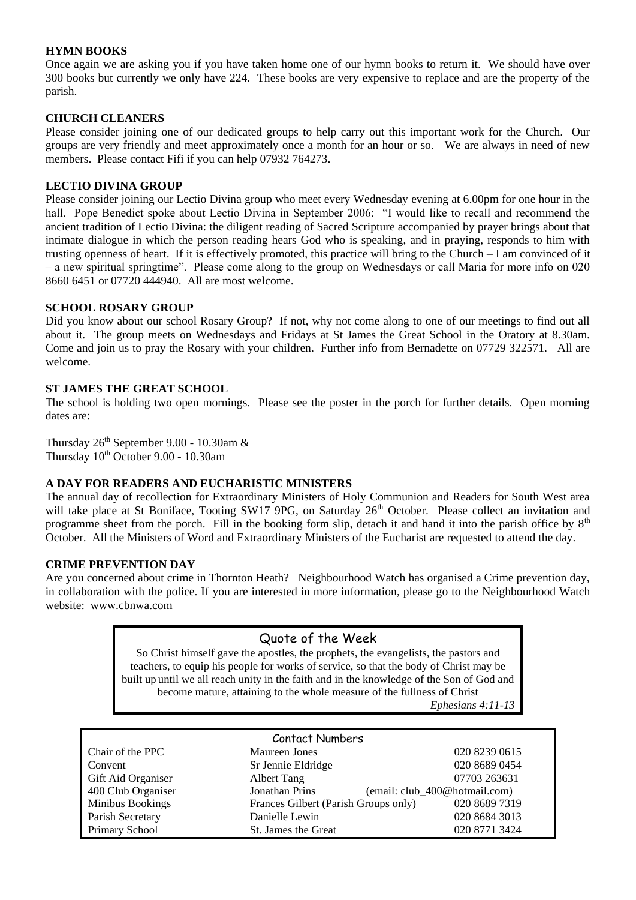**HYMN BOOKS**

Once again we are asking you if you have taken home one of our hymn books to return it. We should have over 300 books but currently we only have 224. These books are very expensive to replace and are the property of the parish.

**CHURCH CLEANERS**

Please consider joining one of our dedicated groups to help carry out this important work for the Church. Our groups are very friendly and meet approximately once a month for an hour or so. We are always in need of new members. Please contact Fifi if you can help 07932 764273.

**LECTIO DIVINA GROUP**

Please consider joining our Lectio Divina group who meet every Wednesday evening at 6.00pm for one hour in the hall. Pope Benedict spoke about Lectio Divina in September 2006: "I would like to recall and recommend the ancient tradition of Lectio Divina: the diligent reading of Sacred Scripture accompanied by prayer brings about that intimate dialogue in which the person reading hears God who is speaking, and in praying, responds to him with trusting openness of heart. If it is effectively promoted, this practice will bring to the Church – I am convinced of it – a new spiritual springtime". Please come along to the group on Wednesdays or call Maria for more info on 020 8660 6451 or 07720 444940. All are most welcome.

**SCHOOL ROSARY GROUP**

Did you know about our school Rosary Group? If not, why not come along to one of our meetings to find out all about it. The group meets on Wednesdays and Fridays at St James the Great School in the Oratory at 8.30am. Come and join us to pray the Rosary with your children. Further info from Bernadette on 07729 322571. All are welcome.

**ST JAMES THE GREAT SCHOOL**

The school is holding two open mornings. Please see the poster in the porch for further details. Open morning dates are:

Thursday 26th September 9.00 - 10.30am &
Thursday 10th October 9.00 - 10.30am

**A DAY FOR READERS AND EUCHARISTIC MINISTERS**

The annual day of recollection for Extraordinary Ministers of Holy Communion and Readers for South West area will take place at St Boniface, Tooting SW17 9PG, on Saturday 26th October. Please collect an invitation and programme sheet from the porch. Fill in the booking form slip, detach it and hand it into the parish office by 8th October. All the Ministers of Word and Extraordinary Ministers of the Eucharist are requested to attend the day.

**CRIME PREVENTION DAY**

Are you concerned about crime in Thornton Heath? Neighbourhood Watch has organised a Crime prevention day, in collaboration with the police. If you are interested in more information, please go to the Neighbourhood Watch website: www.cbnwa.com

## Quote of the Week

So Christ himself gave the apostles, the prophets, the evangelists, the pastors and teachers, to equip his people for works of service, so that the body of Christ may be built up until we all reach unity in the faith and in the knowledge of the Son of God and become mature, attaining to the whole measure of the fullness of Christ

*Ephesians 4:11-13*

## Contact Numbers

| | | |
|---|---|---|
| Chair of the PPC | Maureen Jones | 020 8239 0615 |
| Convent | Sr Jennie Eldridge | 020 8689 0454 |
| Gift Aid Organiser | Albert Tang | 07703 263631 |
| 400 Club Organiser | Jonathan Prins | (email: club_400@hotmail.com) |
| Minibus Bookings | Frances Gilbert (Parish Groups only) | 020 8689 7319 |
| Parish Secretary | Danielle Lewin | 020 8684 3013 |
| Primary School | St. James the Great | 020 8771 3424 |